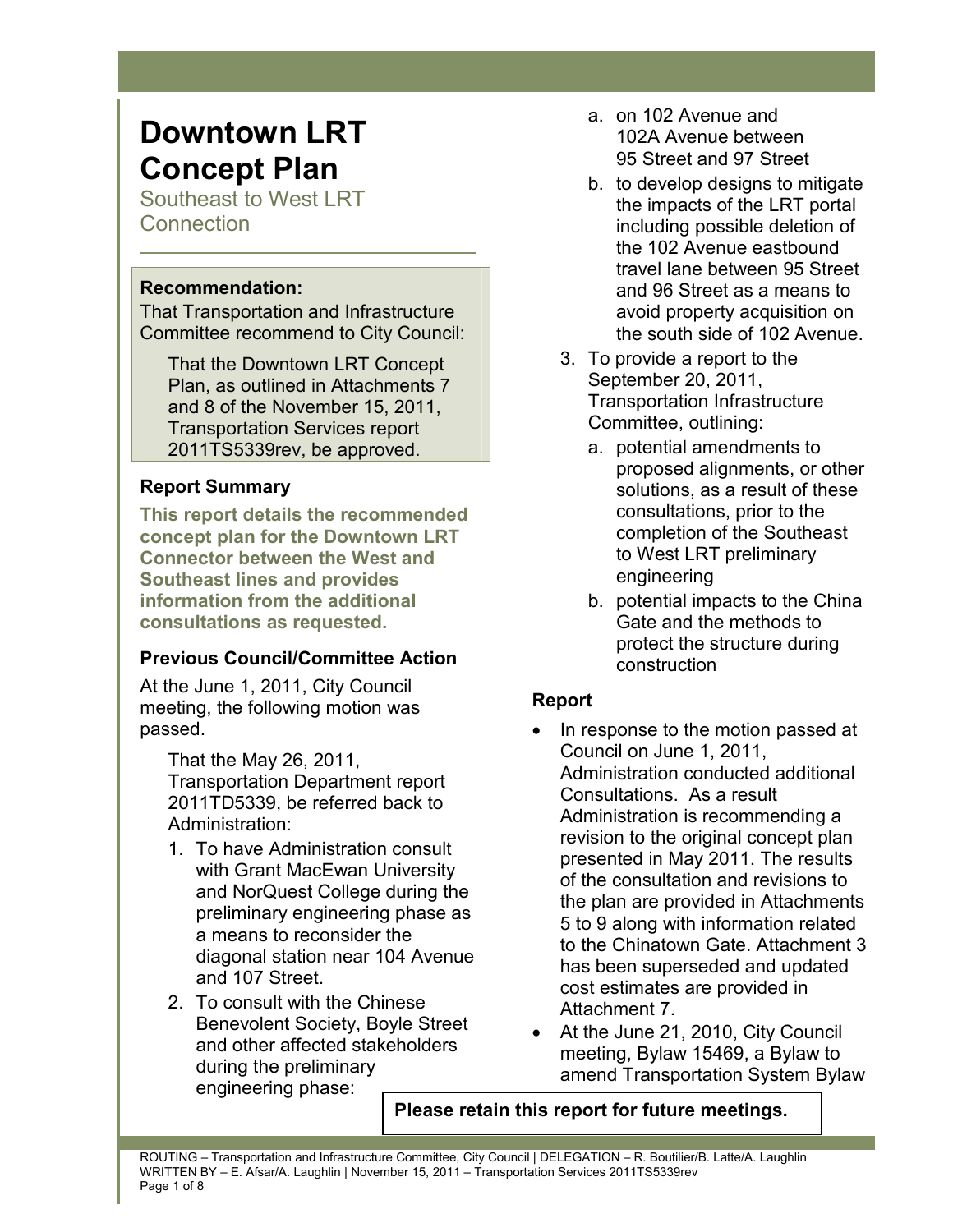# Downtown LRT Concept Plan

Southeast to West LRT Connection

**Recommendation:**

That Transportation and Infrastructure Committee recommend to City Council:

> That the Downtown LRT Concept Plan, as outlined in Attachments 7 and 8 of the November 15, 2011, Transportation Services report 2011TS5339rev, be approved.

## Report Summary

**This report details the recommended concept plan for the Downtown LRT Connector between the West and Southeast lines and provides information from the additional consultations as requested.**

## Previous Council/Committee Action

At the June 1, 2011, City Council meeting, the following motion was passed.

> That the May 26, 2011, Transportation Department report 2011TD5339, be referred back to Administration:
>
> 1. To have Administration consult with Grant MacEwan University and NorQuest College during the preliminary engineering phase as a means to reconsider the diagonal station near 104 Avenue and 107 Street.
> 2. To consult with the Chinese Benevolent Society, Boyle Street and other affected stakeholders during the preliminary engineering phase:
>    a. on 102 Avenue and 102A Avenue between 95 Street and 97 Street
>    b. to develop designs to mitigate the impacts of the LRT portal including possible deletion of the 102 Avenue eastbound travel lane between 95 Street and 96 Street as a means to avoid property acquisition on the south side of 102 Avenue.
> 3. To provide a report to the September 20, 2011, Transportation Infrastructure Committee, outlining:
>    a. potential amendments to proposed alignments, or other solutions, as a result of these consultations, prior to the completion of the Southeast to West LRT preliminary engineering
>    b. potential impacts to the China Gate and the methods to protect the structure during construction

## Report

- In response to the motion passed at Council on June 1, 2011, Administration conducted additional Consultations. As a result Administration is recommending a revision to the original concept plan presented in May 2011. The results of the consultation and revisions to the plan are provided in Attachments 5 to 9 along with information related to the Chinatown Gate. Attachment 3 has been superseded and updated cost estimates are provided in Attachment 7.
- At the June 21, 2010, City Council meeting, Bylaw 15469, a Bylaw to amend Transportation System Bylaw

**Please retain this report for future meetings.**

ROUTING – Transportation and Infrastructure Committee, City Council | DELEGATION – R. Boutilier/B. Latte/A. Laughlin
WRITTEN BY – E. Afsar/A. Laughlin | November 15, 2011 – Transportation Services 2011TS5339rev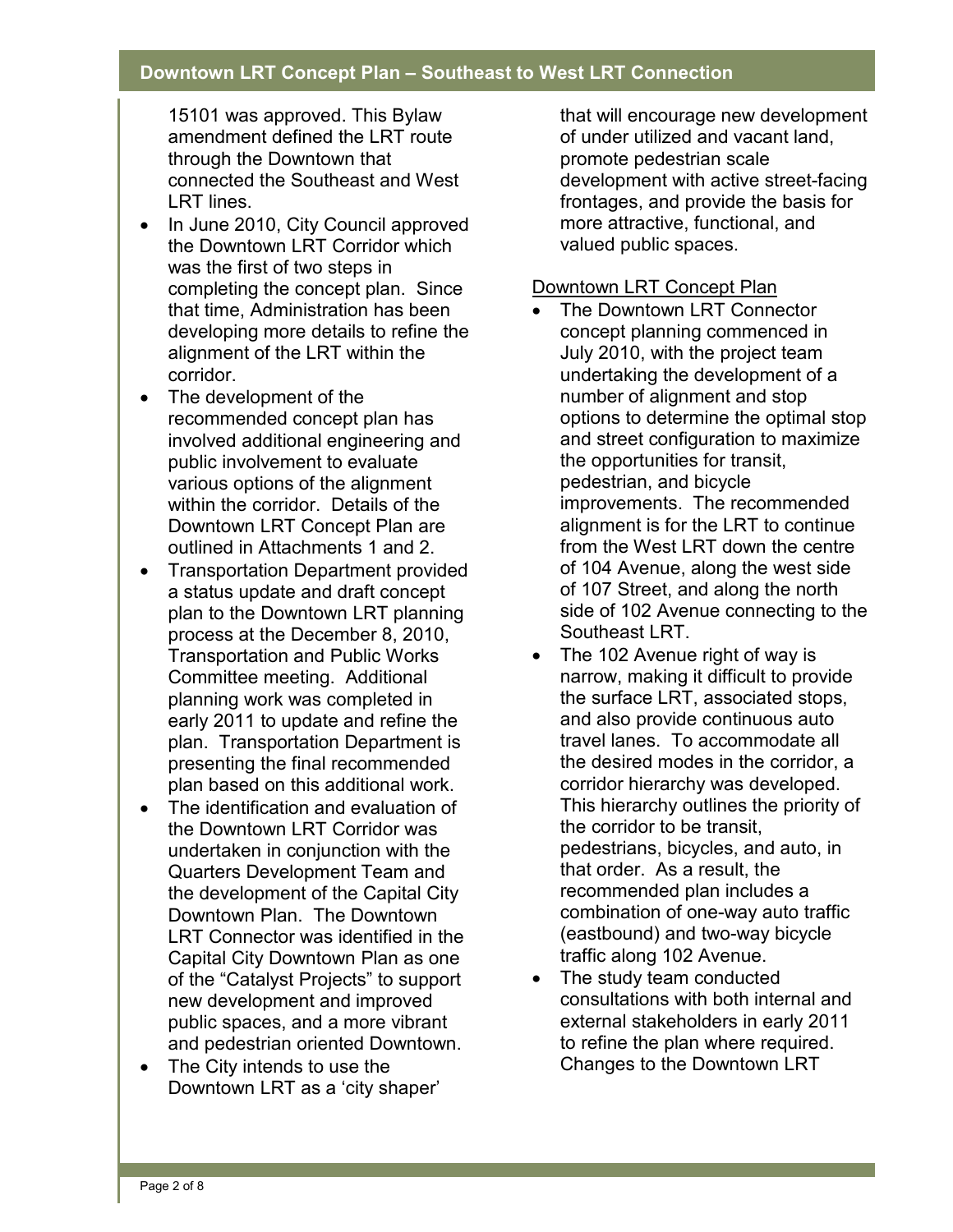15101 was approved. This Bylaw amendment defined the LRT route through the Downtown that connected the Southeast and West LRT lines.

- In June 2010, City Council approved the Downtown LRT Corridor which was the first of two steps in completing the concept plan. Since that time, Administration has been developing more details to refine the alignment of the LRT within the corridor.
- The development of the recommended concept plan has involved additional engineering and public involvement to evaluate various options of the alignment within the corridor. Details of the Downtown LRT Concept Plan are outlined in Attachments 1 and 2.
- Transportation Department provided a status update and draft concept plan to the Downtown LRT planning process at the December 8, 2010, Transportation and Public Works Committee meeting. Additional planning work was completed in early 2011 to update and refine the plan. Transportation Department is presenting the final recommended plan based on this additional work.
- The identification and evaluation of the Downtown LRT Corridor was undertaken in conjunction with the Quarters Development Team and the development of the Capital City Downtown Plan. The Downtown LRT Connector was identified in the Capital City Downtown Plan as one of the "Catalyst Projects" to support new development and improved public spaces, and a more vibrant and pedestrian oriented Downtown.
- The City intends to use the Downtown LRT as a 'city shaper' that will encourage new development of under utilized and vacant land, promote pedestrian scale development with active street-facing frontages, and provide the basis for more attractive, functional, and valued public spaces.

<u>Downtown LRT Concept Plan</u>

- The Downtown LRT Connector concept planning commenced in July 2010, with the project team undertaking the development of a number of alignment and stop options to determine the optimal stop and street configuration to maximize the opportunities for transit, pedestrian, and bicycle improvements. The recommended alignment is for the LRT to continue from the West LRT down the centre of 104 Avenue, along the west side of 107 Street, and along the north side of 102 Avenue connecting to the Southeast LRT.
- The 102 Avenue right of way is narrow, making it difficult to provide the surface LRT, associated stops, and also provide continuous auto travel lanes. To accommodate all the desired modes in the corridor, a corridor hierarchy was developed. This hierarchy outlines the priority of the corridor to be transit, pedestrians, bicycles, and auto, in that order. As a result, the recommended plan includes a combination of one-way auto traffic (eastbound) and two-way bicycle traffic along 102 Avenue.
- The study team conducted consultations with both internal and external stakeholders in early 2011 to refine the plan where required. Changes to the Downtown LRT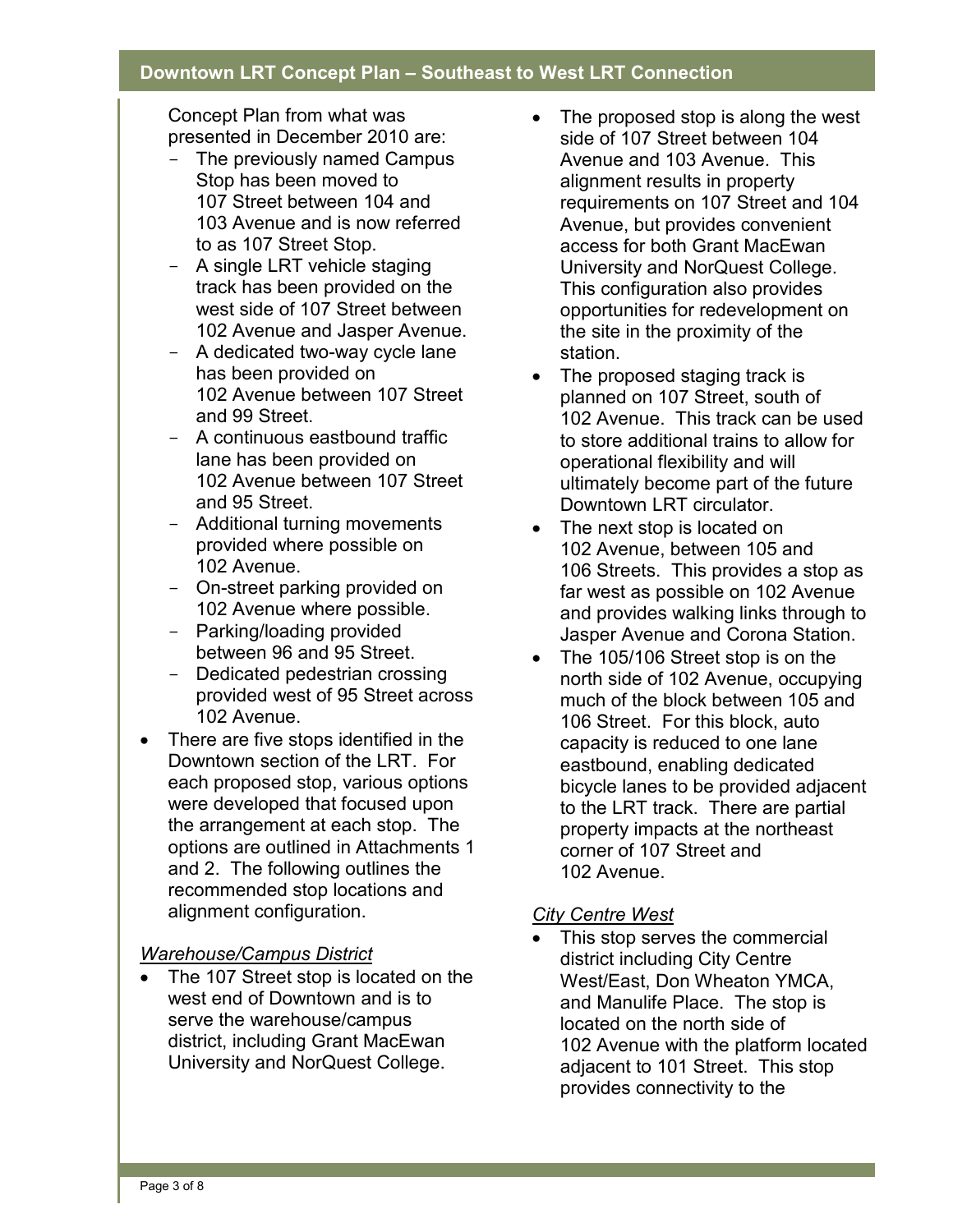Concept Plan from what was presented in December 2010 are:

- The previously named Campus Stop has been moved to 107 Street between 104 and 103 Avenue and is now referred to as 107 Street Stop.
- A single LRT vehicle staging track has been provided on the west side of 107 Street between 102 Avenue and Jasper Avenue.
- A dedicated two-way cycle lane has been provided on 102 Avenue between 107 Street and 99 Street.
- A continuous eastbound traffic lane has been provided on 102 Avenue between 107 Street and 95 Street.
- Additional turning movements provided where possible on 102 Avenue.
- On-street parking provided on 102 Avenue where possible.
- Parking/loading provided between 96 and 95 Street.
- Dedicated pedestrian crossing provided west of 95 Street across 102 Avenue.

- There are five stops identified in the Downtown section of the LRT. For each proposed stop, various options were developed that focused upon the arrangement at each stop. The options are outlined in Attachments 1 and 2. The following outlines the recommended stop locations and alignment configuration.

*Warehouse/Campus District*

- The 107 Street stop is located on the west end of Downtown and is to serve the warehouse/campus district, including Grant MacEwan University and NorQuest College.
- The proposed stop is along the west side of 107 Street between 104 Avenue and 103 Avenue. This alignment results in property requirements on 107 Street and 104 Avenue, but provides convenient access for both Grant MacEwan University and NorQuest College. This configuration also provides opportunities for redevelopment on the site in the proximity of the station.
- The proposed staging track is planned on 107 Street, south of 102 Avenue. This track can be used to store additional trains to allow for operational flexibility and will ultimately become part of the future Downtown LRT circulator.
- The next stop is located on 102 Avenue, between 105 and 106 Streets. This provides a stop as far west as possible on 102 Avenue and provides walking links through to Jasper Avenue and Corona Station.
- The 105/106 Street stop is on the north side of 102 Avenue, occupying much of the block between 105 and 106 Street. For this block, auto capacity is reduced to one lane eastbound, enabling dedicated bicycle lanes to be provided adjacent to the LRT track. There are partial property impacts at the northeast corner of 107 Street and 102 Avenue.

*City Centre West*

- This stop serves the commercial district including City Centre West/East, Don Wheaton YMCA, and Manulife Place. The stop is located on the north side of 102 Avenue with the platform located adjacent to 101 Street. This stop provides connectivity to the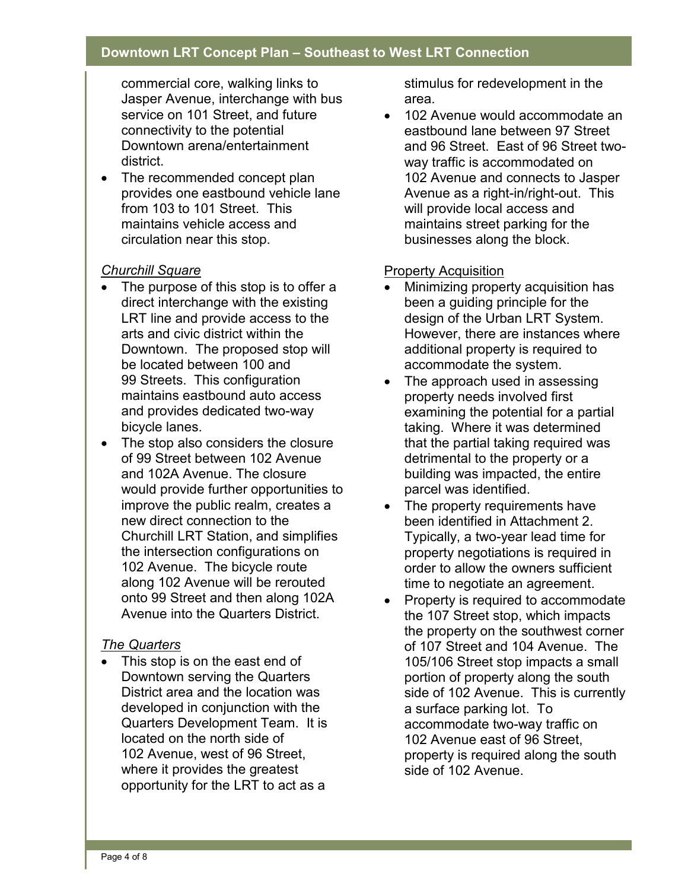commercial core, walking links to Jasper Avenue, interchange with bus service on 101 Street, and future connectivity to the potential Downtown arena/entertainment district.
- The recommended concept plan provides one eastbound vehicle lane from 103 to 101 Street. This maintains vehicle access and circulation near this stop.

*Churchill Square*

- The purpose of this stop is to offer a direct interchange with the existing LRT line and provide access to the arts and civic district within the Downtown. The proposed stop will be located between 100 and 99 Streets. This configuration maintains eastbound auto access and provides dedicated two-way bicycle lanes.
- The stop also considers the closure of 99 Street between 102 Avenue and 102A Avenue. The closure would provide further opportunities to improve the public realm, creates a new direct connection to the Churchill LRT Station, and simplifies the intersection configurations on 102 Avenue. The bicycle route along 102 Avenue will be rerouted onto 99 Street and then along 102A Avenue into the Quarters District.

*The Quarters*

- This stop is on the east end of Downtown serving the Quarters District area and the location was developed in conjunction with the Quarters Development Team. It is located on the north side of 102 Avenue, west of 96 Street, where it provides the greatest opportunity for the LRT to act as a stimulus for redevelopment in the area.
- 102 Avenue would accommodate an eastbound lane between 97 Street and 96 Street. East of 96 Street two-way traffic is accommodated on 102 Avenue and connects to Jasper Avenue as a right-in/right-out. This will provide local access and maintains street parking for the businesses along the block.

Property Acquisition

- Minimizing property acquisition has been a guiding principle for the design of the Urban LRT System. However, there are instances where additional property is required to accommodate the system.
- The approach used in assessing property needs involved first examining the potential for a partial taking. Where it was determined that the partial taking required was detrimental to the property or a building was impacted, the entire parcel was identified.
- The property requirements have been identified in Attachment 2. Typically, a two-year lead time for property negotiations is required in order to allow the owners sufficient time to negotiate an agreement.
- Property is required to accommodate the 107 Street stop, which impacts the property on the southwest corner of 107 Street and 104 Avenue. The 105/106 Street stop impacts a small portion of property along the south side of 102 Avenue. This is currently a surface parking lot. To accommodate two-way traffic on 102 Avenue east of 96 Street, property is required along the south side of 102 Avenue.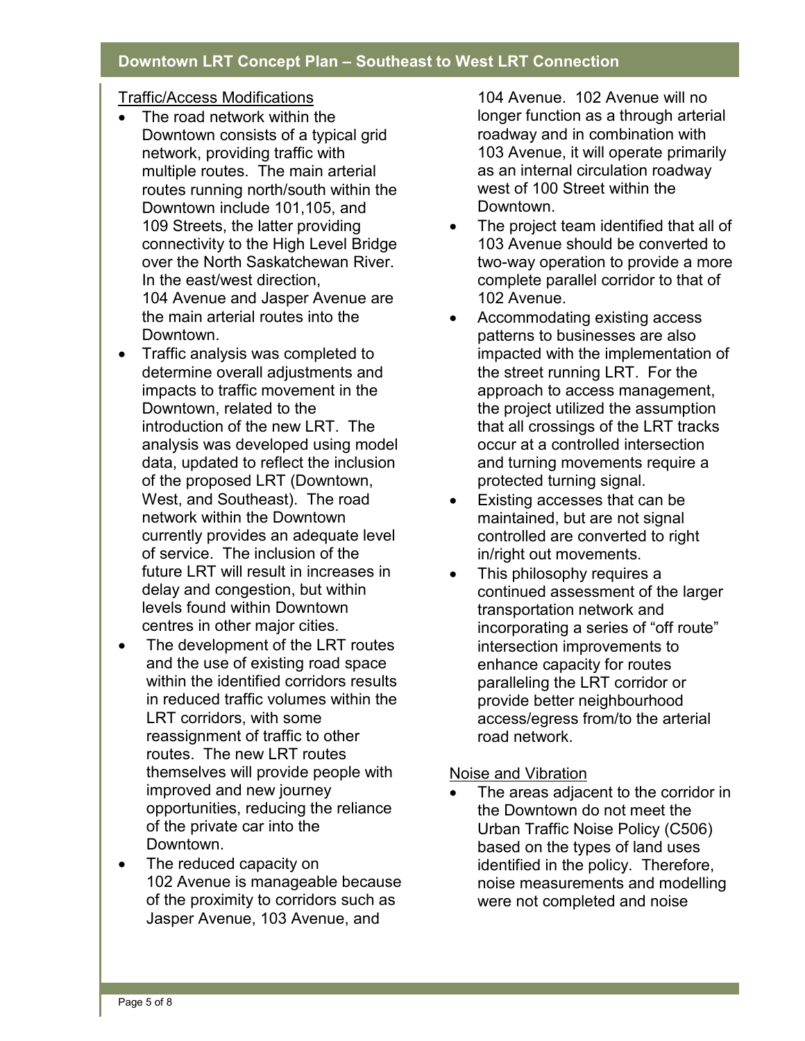### Traffic/Access Modifications

- The road network within the Downtown consists of a typical grid network, providing traffic with multiple routes. The main arterial routes running north/south within the Downtown include 101,105, and 109 Streets, the latter providing connectivity to the High Level Bridge over the North Saskatchewan River. In the east/west direction, 104 Avenue and Jasper Avenue are the main arterial routes into the Downtown.
- Traffic analysis was completed to determine overall adjustments and impacts to traffic movement in the Downtown, related to the introduction of the new LRT. The analysis was developed using model data, updated to reflect the inclusion of the proposed LRT (Downtown, West, and Southeast). The road network within the Downtown currently provides an adequate level of service. The inclusion of the future LRT will result in increases in delay and congestion, but within levels found within Downtown centres in other major cities.
- The development of the LRT routes and the use of existing road space within the identified corridors results in reduced traffic volumes within the LRT corridors, with some reassignment of traffic to other routes. The new LRT routes themselves will provide people with improved and new journey opportunities, reducing the reliance of the private car into the Downtown.
- The reduced capacity on 102 Avenue is manageable because of the proximity to corridors such as Jasper Avenue, 103 Avenue, and 104 Avenue. 102 Avenue will no longer function as a through arterial roadway and in combination with 103 Avenue, it will operate primarily as an internal circulation roadway west of 100 Street within the Downtown.
- The project team identified that all of 103 Avenue should be converted to two-way operation to provide a more complete parallel corridor to that of 102 Avenue.
- Accommodating existing access patterns to businesses are also impacted with the implementation of the street running LRT. For the approach to access management, the project utilized the assumption that all crossings of the LRT tracks occur at a controlled intersection and turning movements require a protected turning signal.
- Existing accesses that can be maintained, but are not signal controlled are converted to right in/right out movements.
- This philosophy requires a continued assessment of the larger transportation network and incorporating a series of "off route" intersection improvements to enhance capacity for routes paralleling the LRT corridor or provide better neighbourhood access/egress from/to the arterial road network.

### Noise and Vibration

- The areas adjacent to the corridor in the Downtown do not meet the Urban Traffic Noise Policy (C506) based on the types of land uses identified in the policy. Therefore, noise measurements and modelling were not completed and noise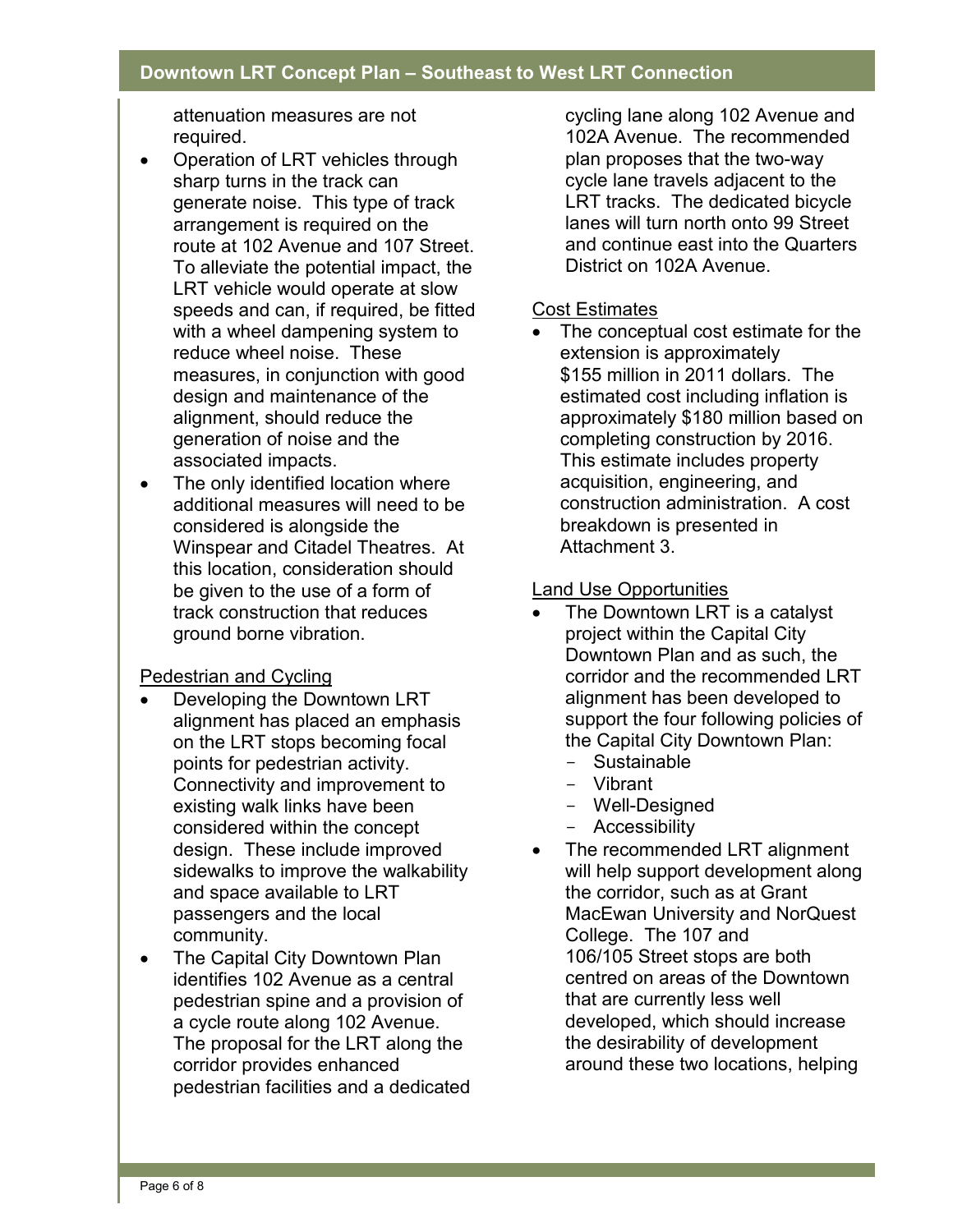attenuation measures are not required.

- Operation of LRT vehicles through sharp turns in the track can generate noise. This type of track arrangement is required on the route at 102 Avenue and 107 Street. To alleviate the potential impact, the LRT vehicle would operate at slow speeds and can, if required, be fitted with a wheel dampening system to reduce wheel noise. These measures, in conjunction with good design and maintenance of the alignment, should reduce the generation of noise and the associated impacts.
- The only identified location where additional measures will need to be considered is alongside the Winspear and Citadel Theatres. At this location, consideration should be given to the use of a form of track construction that reduces ground borne vibration.

<u>Pedestrian and Cycling</u>

- Developing the Downtown LRT alignment has placed an emphasis on the LRT stops becoming focal points for pedestrian activity. Connectivity and improvement to existing walk links have been considered within the concept design. These include improved sidewalks to improve the walkability and space available to LRT passengers and the local community.
- The Capital City Downtown Plan identifies 102 Avenue as a central pedestrian spine and a provision of a cycle route along 102 Avenue. The proposal for the LRT along the corridor provides enhanced pedestrian facilities and a dedicated cycling lane along 102 Avenue and 102A Avenue. The recommended plan proposes that the two-way cycle lane travels adjacent to the LRT tracks. The dedicated bicycle lanes will turn north onto 99 Street and continue east into the Quarters District on 102A Avenue.

<u>Cost Estimates</u>

- The conceptual cost estimate for the extension is approximately $155 million in 2011 dollars. The estimated cost including inflation is approximately $180 million based on completing construction by 2016. This estimate includes property acquisition, engineering, and construction administration. A cost breakdown is presented in Attachment 3.

<u>Land Use Opportunities</u>

- The Downtown LRT is a catalyst project within the Capital City Downtown Plan and as such, the corridor and the recommended LRT alignment has been developed to support the four following policies of the Capital City Downtown Plan:
  - Sustainable
  - Vibrant
  - Well-Designed
  - Accessibility
- The recommended LRT alignment will help support development along the corridor, such as at Grant MacEwan University and NorQuest College. The 107 and 106/105 Street stops are both centred on areas of the Downtown that are currently less well developed, which should increase the desirability of development around these two locations, helping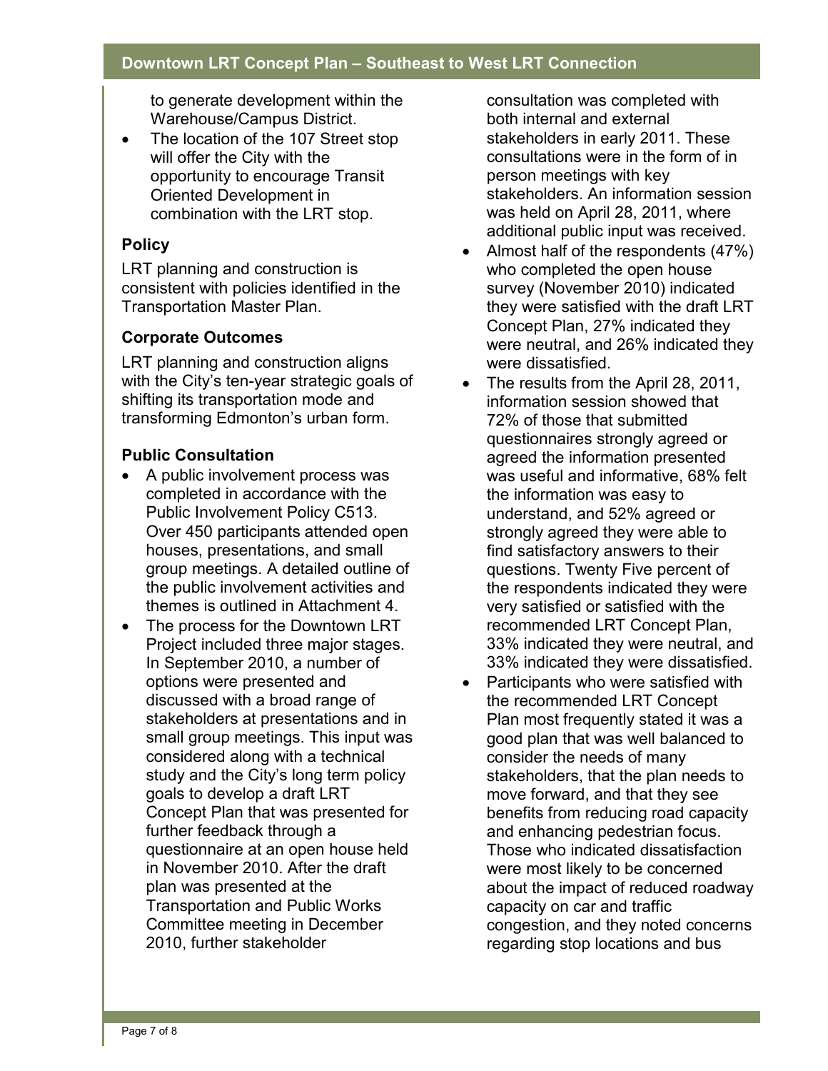to generate development within the Warehouse/Campus District.

- The location of the 107 Street stop will offer the City with the opportunity to encourage Transit Oriented Development in combination with the LRT stop.

**Policy**

LRT planning and construction is consistent with policies identified in the Transportation Master Plan.

**Corporate Outcomes**

LRT planning and construction aligns with the City's ten-year strategic goals of shifting its transportation mode and transforming Edmonton's urban form.

**Public Consultation**

- A public involvement process was completed in accordance with the Public Involvement Policy C513. Over 450 participants attended open houses, presentations, and small group meetings. A detailed outline of the public involvement activities and themes is outlined in Attachment 4.
- The process for the Downtown LRT Project included three major stages. In September 2010, a number of options were presented and discussed with a broad range of stakeholders at presentations and in small group meetings. This input was considered along with a technical study and the City's long term policy goals to develop a draft LRT Concept Plan that was presented for further feedback through a questionnaire at an open house held in November 2010. After the draft plan was presented at the Transportation and Public Works Committee meeting in December 2010, further stakeholder consultation was completed with both internal and external stakeholders in early 2011. These consultations were in the form of in person meetings with key stakeholders. An information session was held on April 28, 2011, where additional public input was received.
- Almost half of the respondents (47%) who completed the open house survey (November 2010) indicated they were satisfied with the draft LRT Concept Plan, 27% indicated they were neutral, and 26% indicated they were dissatisfied.
- The results from the April 28, 2011, information session showed that 72% of those that submitted questionnaires strongly agreed or agreed the information presented was useful and informative, 68% felt the information was easy to understand, and 52% agreed or strongly agreed they were able to find satisfactory answers to their questions. Twenty Five percent of the respondents indicated they were very satisfied or satisfied with the recommended LRT Concept Plan, 33% indicated they were neutral, and 33% indicated they were dissatisfied.
- Participants who were satisfied with the recommended LRT Concept Plan most frequently stated it was a good plan that was well balanced to consider the needs of many stakeholders, that the plan needs to move forward, and that they see benefits from reducing road capacity and enhancing pedestrian focus. Those who indicated dissatisfaction were most likely to be concerned about the impact of reduced roadway capacity on car and traffic congestion, and they noted concerns regarding stop locations and bus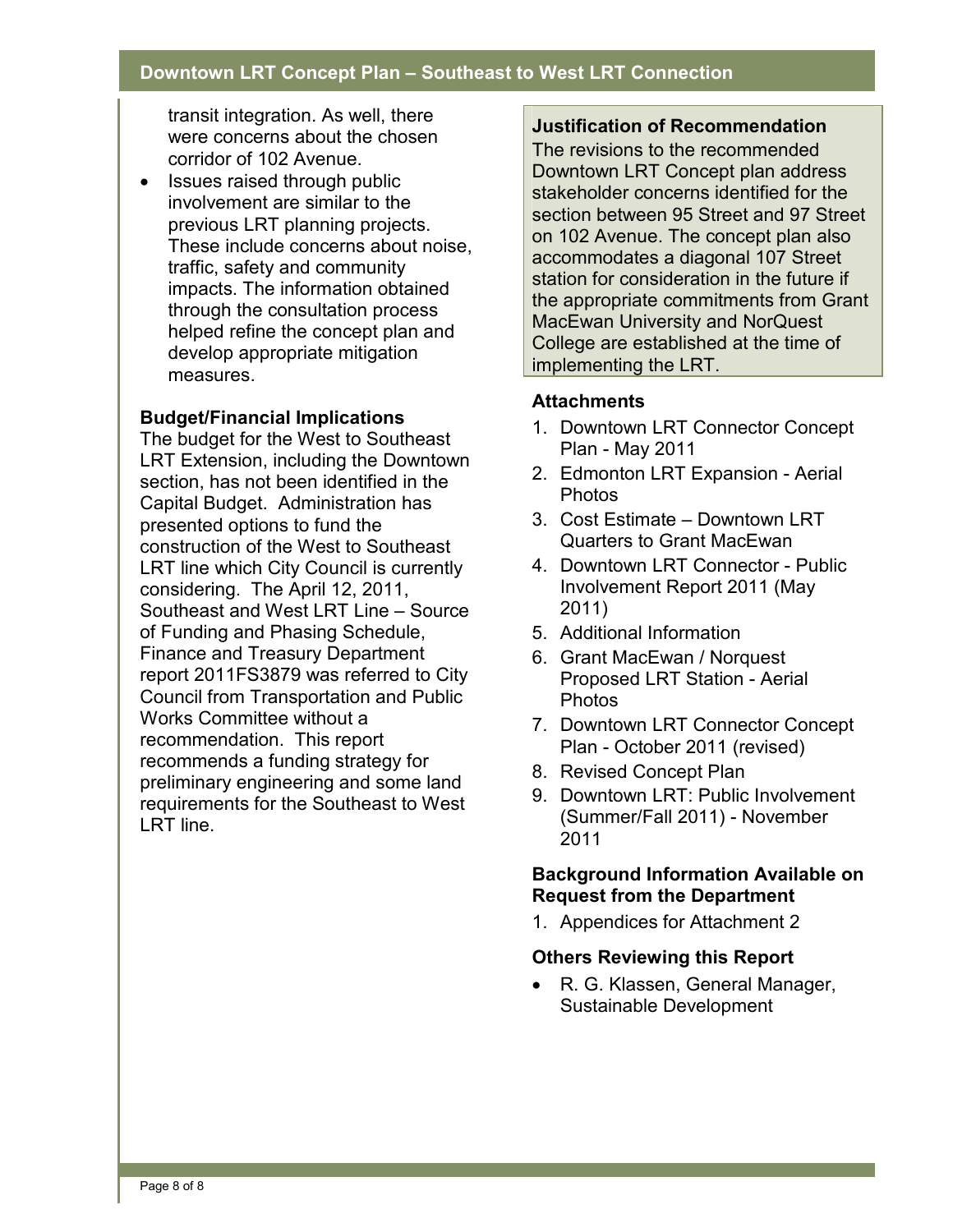transit integration. As well, there were concerns about the chosen corridor of 102 Avenue.

- Issues raised through public involvement are similar to the previous LRT planning projects. These include concerns about noise, traffic, safety and community impacts. The information obtained through the consultation process helped refine the concept plan and develop appropriate mitigation measures.

**Budget/Financial Implications**

The budget for the West to Southeast LRT Extension, including the Downtown section, has not been identified in the Capital Budget. Administration has presented options to fund the construction of the West to Southeast LRT line which City Council is currently considering. The April 12, 2011, Southeast and West LRT Line – Source of Funding and Phasing Schedule, Finance and Treasury Department report 2011FS3879 was referred to City Council from Transportation and Public Works Committee without a recommendation. This report recommends a funding strategy for preliminary engineering and some land requirements for the Southeast to West LRT line.

**Justification of Recommendation**

The revisions to the recommended Downtown LRT Concept plan address stakeholder concerns identified for the section between 95 Street and 97 Street on 102 Avenue. The concept plan also accommodates a diagonal 107 Street station for consideration in the future if the appropriate commitments from Grant MacEwan University and NorQuest College are established at the time of implementing the LRT.

**Attachments**

1. Downtown LRT Connector Concept Plan - May 2011
2. Edmonton LRT Expansion - Aerial Photos
3. Cost Estimate – Downtown LRT Quarters to Grant MacEwan
4. Downtown LRT Connector - Public Involvement Report 2011 (May 2011)
5. Additional Information
6. Grant MacEwan / Norquest Proposed LRT Station - Aerial Photos
7. Downtown LRT Connector Concept Plan - October 2011 (revised)
8. Revised Concept Plan
9. Downtown LRT: Public Involvement (Summer/Fall 2011) - November 2011

**Background Information Available on Request from the Department**

1. Appendices for Attachment 2

**Others Reviewing this Report**

- R. G. Klassen, General Manager, Sustainable Development